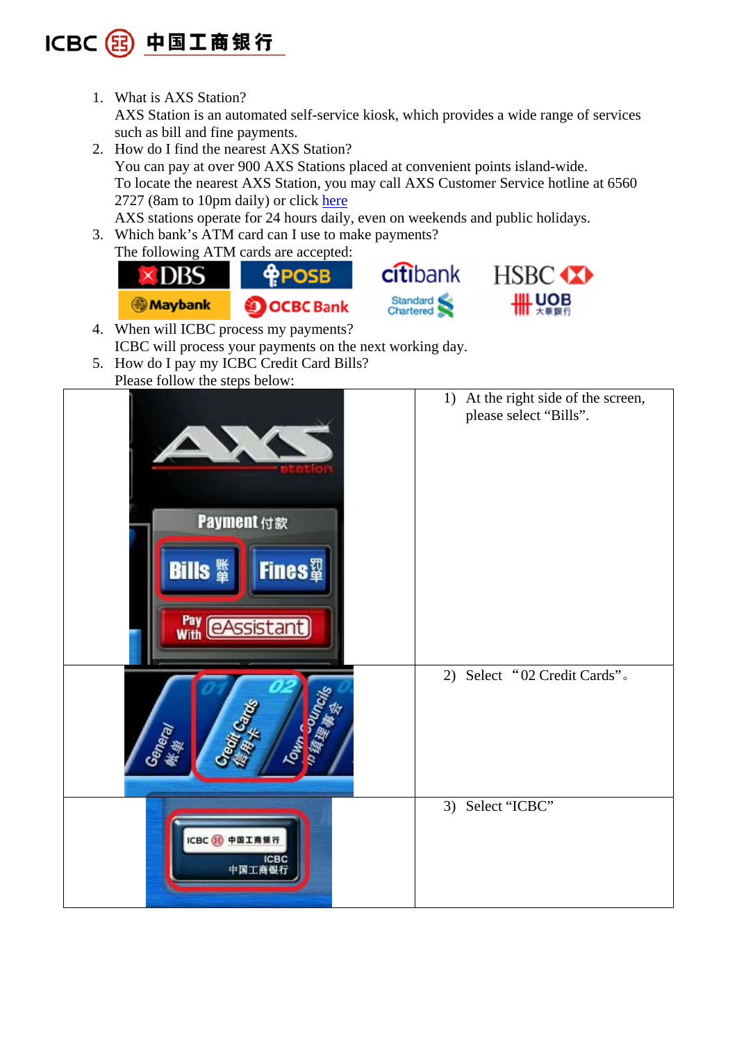1. What is AXS Station?
   AXS Station is an automated self-service kiosk, which provides a wide range of services such as bill and fine payments.
2. How do I find the nearest AXS Station?
   You can pay at over 900 AXS Stations placed at convenient points island-wide.
   To locate the nearest AXS Station, you may call AXS Customer Service hotline at 6560 2727 (8am to 10pm daily) or click here
   AXS stations operate for 24 hours daily, even on weekends and public holidays.
3. Which bank's ATM card can I use to make payments?
   The following ATM cards are accepted:
4. When will ICBC process my payments?
   ICBC will process your payments on the next working day.
5. How do I pay my ICBC Credit Card Bills?
   Please follow the steps below:

| | |
|---|---|
| | 1) At the right side of the screen, please select "Bills". |
| | 2) Select "02 Credit Cards"。 |
| | 3) Select "ICBC" |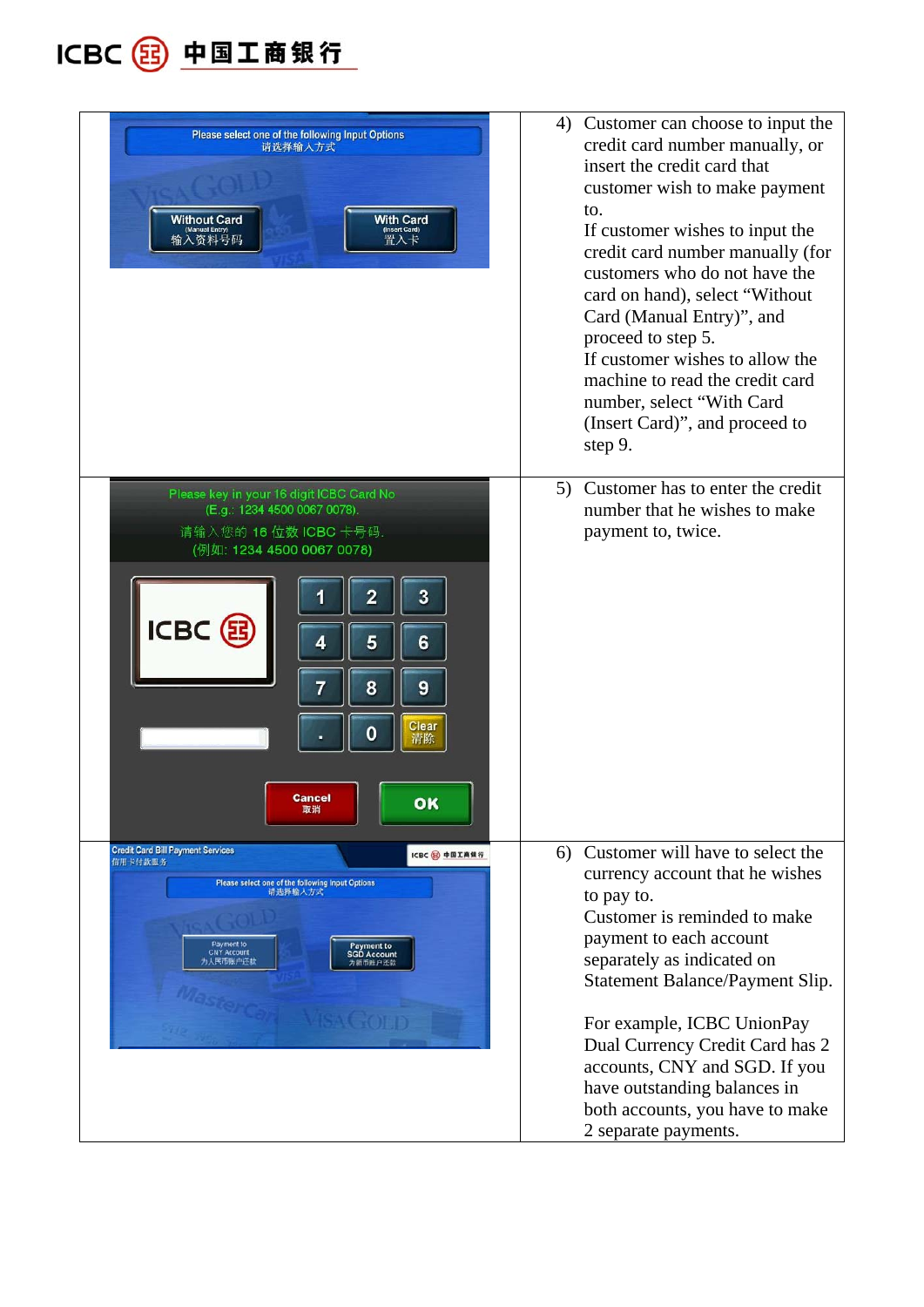| | |
|---|---|
| | 4) Customer can choose to input the credit card number manually, or insert the credit card that customer wish to make payment to. If customer wishes to input the credit card number manually (for customers who do not have the card on hand), select "Without Card (Manual Entry)", and proceed to step 5. If customer wishes to allow the machine to read the credit card number, select "With Card (Insert Card)", and proceed to step 9. |
| | 5) Customer has to enter the credit number that he wishes to make payment to, twice. |
| | 6) Customer will have to select the currency account that he wishes to pay to. Customer is reminded to make payment to each account separately as indicated on Statement Balance/Payment Slip. For example, ICBC UnionPay Dual Currency Credit Card has 2 accounts, CNY and SGD. If you have outstanding balances in both accounts, you have to make 2 separate payments. |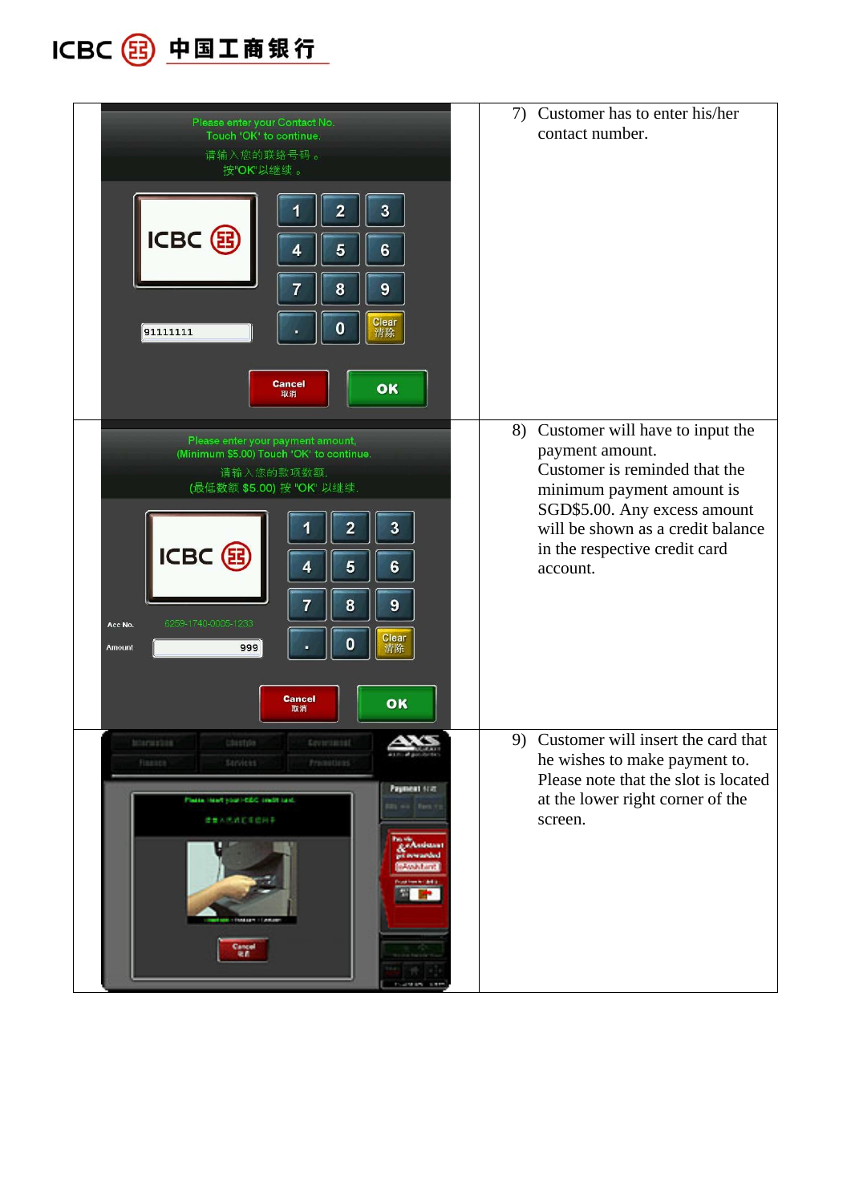| | |
|---|---|
| Please enter your Contact No. Touch 'OK' to continue. 请输入您的联络号码。按"OK"以继续。 91111111 1 2 3 4 5 6 7 8 9 . 0 Clear 清除 Cancel 取消 OK | 7) Customer has to enter his/her contact number. |
| Please enter your payment amount. (Minimum $5.00) Touch 'OK' to continue. 请输入您的款项数额。(最低数额 $5.00) 按 "OK" 以继续。 Acc No. 6259-1740-0005-1233 Amount 999 1 2 3 4 5 6 7 8 9 . 0 Clear 清除 Cancel 取消 OK | 8) Customer will have to input the payment amount. Customer is reminded that the minimum payment amount is SGD$5.00. Any excess amount will be shown as a credit balance in the respective credit card account. |
| | 9) Customer will insert the card that he wishes to make payment to. Please note that the slot is located at the lower right corner of the screen. |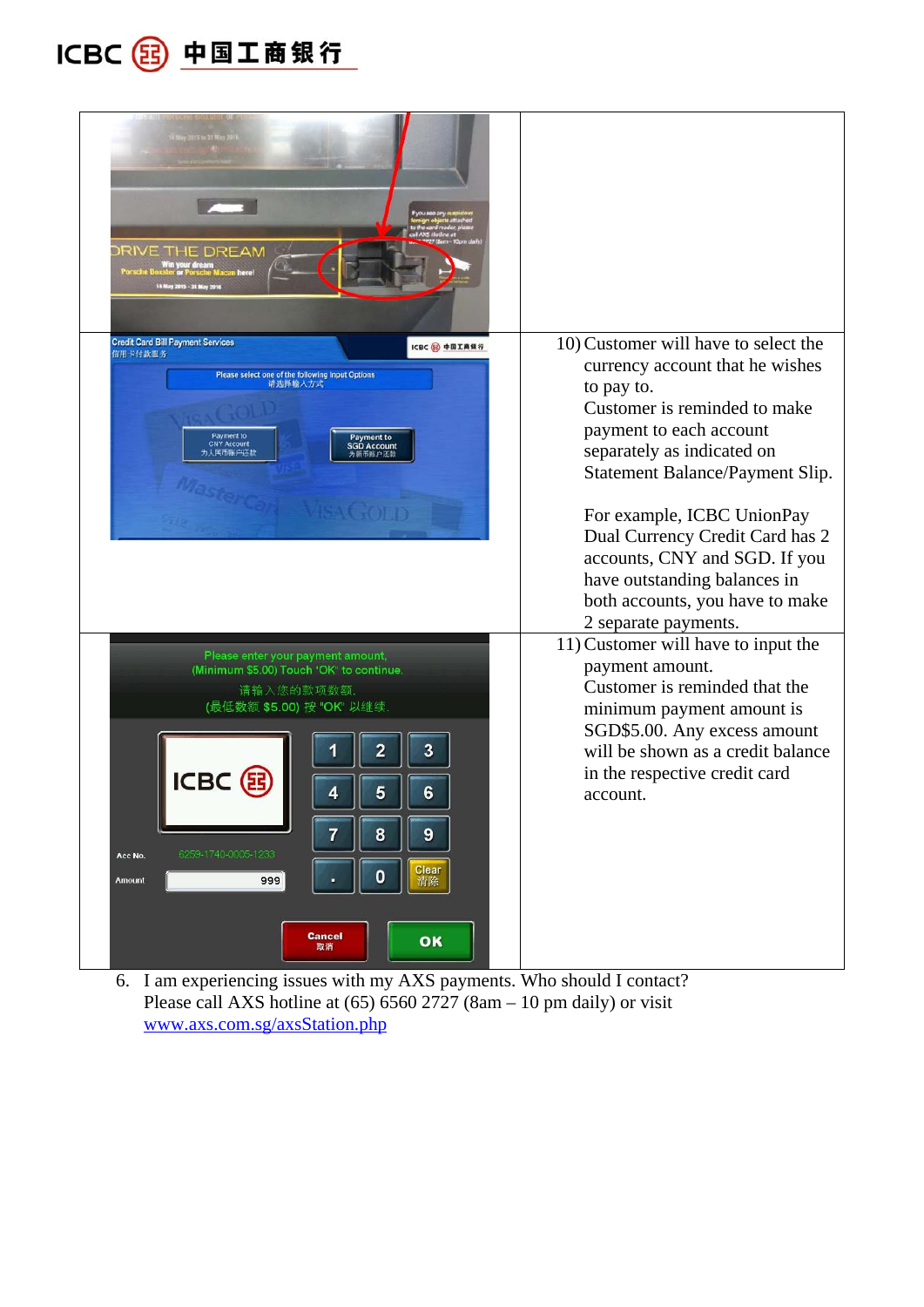| | |
|---|---|
| | |
| | 10) Customer will have to select the currency account that he wishes to pay to. Customer is reminded to make payment to each account separately as indicated on Statement Balance/Payment Slip.<br><br>For example, ICBC UnionPay Dual Currency Credit Card has 2 accounts, CNY and SGD. If you have outstanding balances in both accounts, you have to make 2 separate payments. |
| | 11) Customer will have to input the payment amount. Customer is reminded that the minimum payment amount is SGD$5.00. Any excess amount will be shown as a credit balance in the respective credit card account. |

6. I am experiencing issues with my AXS payments. Who should I contact?
   Please call AXS hotline at (65) 6560 2727 (8am – 10 pm daily) or visit www.axs.com.sg/axsStation.php